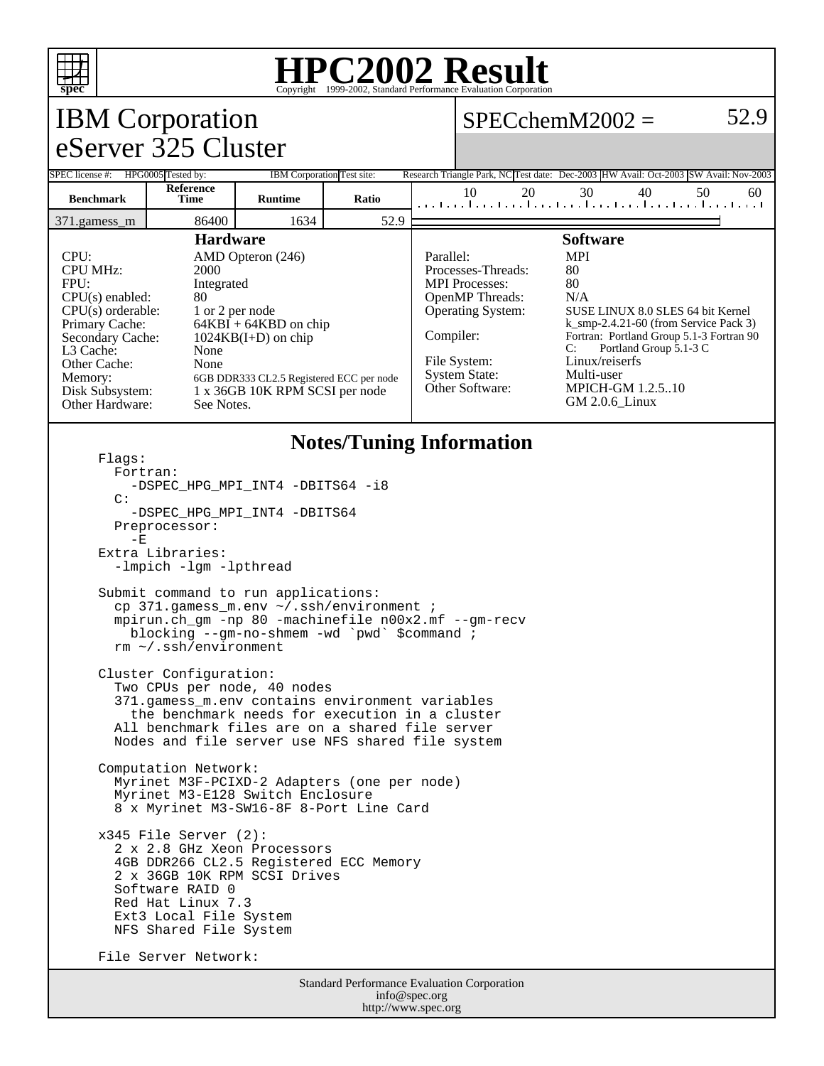# HPC2002 Result

Copyright 1999-2002, Standard Performance Evaluation Corporation

## IBM Corporation
## eServer 325 Cluster

SPECchemM2002 = 52.9

| SPEC license #: | HPG0005 | Tested by: | IBM Corporation | Test site: | Research Triangle Park, NC | Test date: | Dec-2003 | HW Avail: | Oct-2003 | SW Avail: | Nov-2003 |
|---|---|---|---|---|---|---|---|---|---|---|---|

| Benchmark | Reference Time | Runtime | Ratio |
|---|---|---|---|
| 371.gamess_m | 86400 | 1634 | 52.9 |

### Hardware

| | |
|---|---|
| CPU: | AMD Opteron (246) |
| CPU MHz: | 2000 |
| FPU: | Integrated |
| CPU(s) enabled: | 80 |
| CPU(s) orderable: | 1 or 2 per node |
| Primary Cache: | 64KBI + 64KBD on chip |
| Secondary Cache: | 1024KB(I+D) on chip |
| L3 Cache: | None |
| Other Cache: | None |
| Memory: | 6GB DDR333 CL2.5 Registered ECC per node |
| Disk Subsystem: | 1 x 36GB 10K RPM SCSI per node |
| Other Hardware: | See Notes. |

### Software

| | |
|---|---|
| Parallel: | MPI |
| Processes-Threads: | 80 |
| MPI Processes: | 80 |
| OpenMP Threads: | N/A |
| Operating System: | SUSE LINUX 8.0 SLES 64 bit Kernel k_smp-2.4.21-60 (from Service Pack 3) |
| Compiler: | Fortran: Portland Group 5.1-3 Fortran 90<br>C: Portland Group 5.1-3 C |
| File System: | Linux/reiserfs |
| System State: | Multi-user |
| Other Software: | MPICH-GM 1.2.5..10<br>GM 2.0.6_Linux |

### Notes/Tuning Information

```
Flags:
  Fortran:
    -DSPEC_HPG_MPI_INT4 -DBITS64 -i8
  C:
    -DSPEC_HPG_MPI_INT4 -DBITS64
  Preprocessor:
    -E
Extra Libraries:
  -lmpich -lgm -lpthread

Submit command to run applications:
  cp 371.gamess_m.env ~/.ssh/environment ;
  mpirun.ch_gm -np 80 -machinefile n00x2.mf --gm-recv
    blocking --gm-no-shmem -wd `pwd` $command ;
  rm ~/.ssh/environment

Cluster Configuration:
  Two CPUs per node, 40 nodes
  371.gamess_m.env contains environment variables
    the benchmark needs for execution in a cluster
  All benchmark files are on a shared file server
  Nodes and file server use NFS shared file system

Computation Network:
  Myrinet M3F-PCIXD-2 Adapters (one per node)
  Myrinet M3-E128 Switch Enclosure
  8 x Myrinet M3-SW16-8F 8-Port Line Card

x345 File Server (2):
  2 x 2.8 GHz Xeon Processors
  4GB DDR266 CL2.5 Registered ECC Memory
  2 x 36GB 10K RPM SCSI Drives
  Software RAID 0
  Red Hat Linux 7.3
  Ext3 Local File System
  NFS Shared File System

File Server Network:
```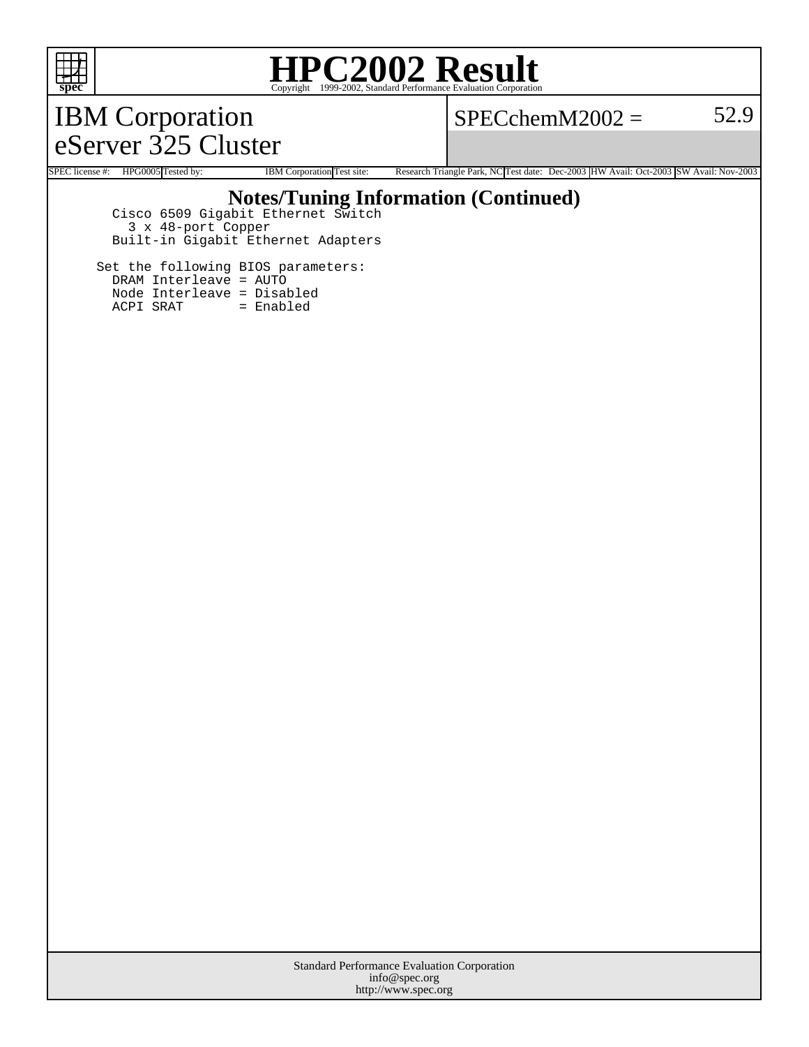# HPC2002 Result

Copyright 1999-2002, Standard Performance Evaluation Corporation

## IBM Corporation
## eServer 325 Cluster

SPECchemM2002 = 52.9

SPEC license #: HPG0005 | Tested by: IBM Corporation | Test site: Research Triangle Park, NC | Test date: Dec-2003 | HW Avail: Oct-2003 | SW Avail: Nov-2003

### Notes/Tuning Information (Continued)

```
    Cisco 6509 Gigabit Ethernet Switch
      3 x 48-port Copper
    Built-in Gigabit Ethernet Adapters

  Set the following BIOS parameters:
    DRAM Interleave = AUTO
    Node Interleave = Disabled
    ACPI SRAT       = Enabled
```

Standard Performance Evaluation Corporation
info@spec.org
http://www.spec.org